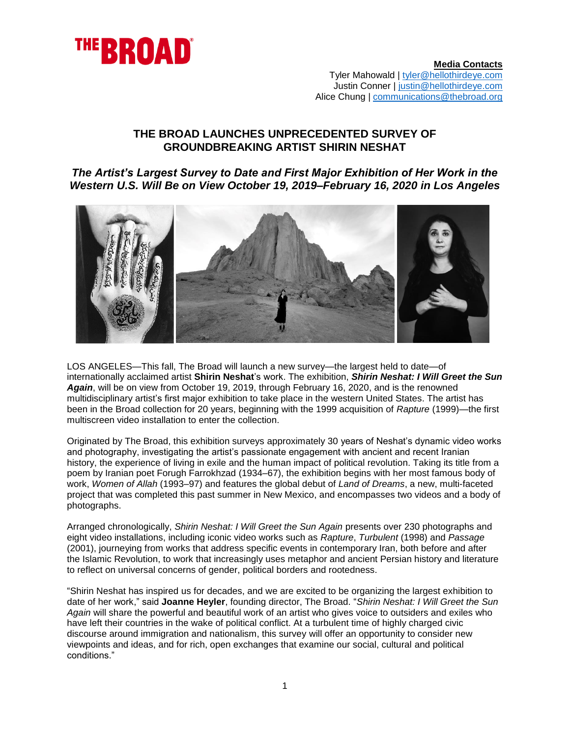THE BROAD

**Media Contacts**
Tyler Mahowald | tyler@hellothirdeye.com
Justin Conner | justin@hellothirdeye.com
Alice Chung | communications@thebroad.org

## THE BROAD LAUNCHES UNPRECEDENTED SURVEY OF GROUNDBREAKING ARTIST SHIRIN NESHAT

### *The Artist's Largest Survey to Date and First Major Exhibition of Her Work in the Western U.S. Will Be on View October 19, 2019–February 16, 2020 in Los Angeles*

LOS ANGELES—This fall, The Broad will launch a new survey—the largest held to date—of internationally acclaimed artist **Shirin Neshat**'s work. The exhibition, ***Shirin Neshat: I Will Greet the Sun Again***, will be on view from October 19, 2019, through February 16, 2020, and is the renowned multidisciplinary artist's first major exhibition to take place in the western United States. The artist has been in the Broad collection for 20 years, beginning with the 1999 acquisition of *Rapture* (1999)—the first multiscreen video installation to enter the collection.

Originated by The Broad, this exhibition surveys approximately 30 years of Neshat's dynamic video works and photography, investigating the artist's passionate engagement with ancient and recent Iranian history, the experience of living in exile and the human impact of political revolution. Taking its title from a poem by Iranian poet Forugh Farrokhzad (1934–67), the exhibition begins with her most famous body of work, *Women of Allah* (1993–97) and features the global debut of *Land of Dreams*, a new, multi-faceted project that was completed this past summer in New Mexico, and encompasses two videos and a body of photographs.

Arranged chronologically, *Shirin Neshat: I Will Greet the Sun Again* presents over 230 photographs and eight video installations, including iconic video works such as *Rapture*, *Turbulent* (1998) and *Passage* (2001), journeying from works that address specific events in contemporary Iran, both before and after the Islamic Revolution, to work that increasingly uses metaphor and ancient Persian history and literature to reflect on universal concerns of gender, political borders and rootedness.

"Shirin Neshat has inspired us for decades, and we are excited to be organizing the largest exhibition to date of her work," said **Joanne Heyler**, founding director, The Broad. "*Shirin Neshat: I Will Greet the Sun Again* will share the powerful and beautiful work of an artist who gives voice to outsiders and exiles who have left their countries in the wake of political conflict. At a turbulent time of highly charged civic discourse around immigration and nationalism, this survey will offer an opportunity to consider new viewpoints and ideas, and for rich, open exchanges that examine our social, cultural and political conditions."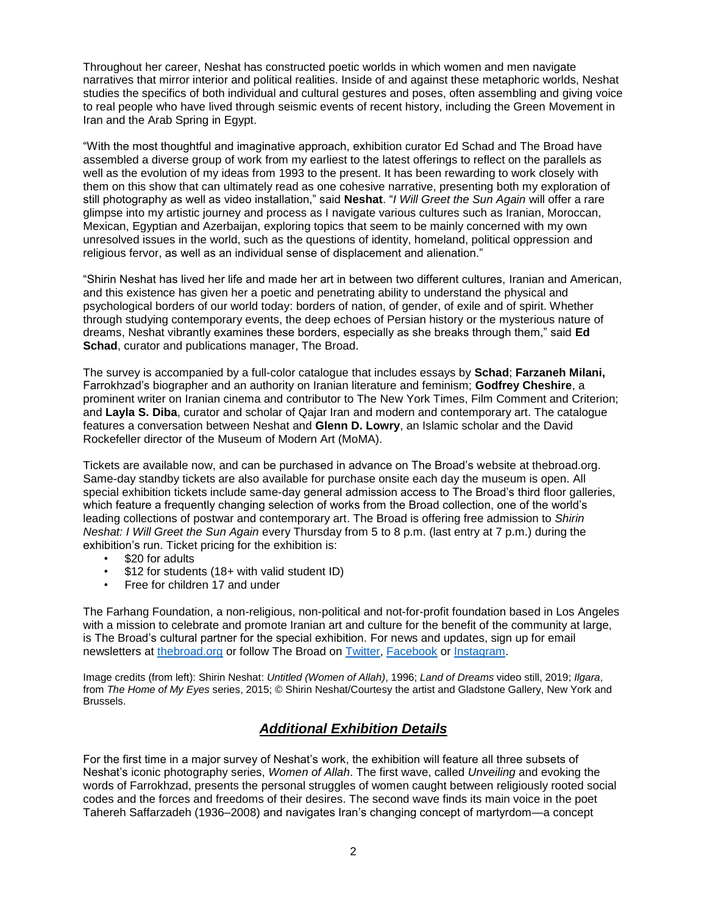Throughout her career, Neshat has constructed poetic worlds in which women and men navigate narratives that mirror interior and political realities. Inside of and against these metaphoric worlds, Neshat studies the specifics of both individual and cultural gestures and poses, often assembling and giving voice to real people who have lived through seismic events of recent history, including the Green Movement in Iran and the Arab Spring in Egypt.

"With the most thoughtful and imaginative approach, exhibition curator Ed Schad and The Broad have assembled a diverse group of work from my earliest to the latest offerings to reflect on the parallels as well as the evolution of my ideas from 1993 to the present. It has been rewarding to work closely with them on this show that can ultimately read as one cohesive narrative, presenting both my exploration of still photography as well as video installation," said **Neshat**. "*I Will Greet the Sun Again* will offer a rare glimpse into my artistic journey and process as I navigate various cultures such as Iranian, Moroccan, Mexican, Egyptian and Azerbaijan, exploring topics that seem to be mainly concerned with my own unresolved issues in the world, such as the questions of identity, homeland, political oppression and religious fervor, as well as an individual sense of displacement and alienation."

"Shirin Neshat has lived her life and made her art in between two different cultures, Iranian and American, and this existence has given her a poetic and penetrating ability to understand the physical and psychological borders of our world today: borders of nation, of gender, of exile and of spirit. Whether through studying contemporary events, the deep echoes of Persian history or the mysterious nature of dreams, Neshat vibrantly examines these borders, especially as she breaks through them," said **Ed Schad**, curator and publications manager, The Broad.

The survey is accompanied by a full-color catalogue that includes essays by **Schad**; **Farzaneh Milani,** Farrokhzad's biographer and an authority on Iranian literature and feminism; **Godfrey Cheshire**, a prominent writer on Iranian cinema and contributor to The New York Times, Film Comment and Criterion; and **Layla S. Diba**, curator and scholar of Qajar Iran and modern and contemporary art. The catalogue features a conversation between Neshat and **Glenn D. Lowry**, an Islamic scholar and the David Rockefeller director of the Museum of Modern Art (MoMA).

Tickets are available now, and can be purchased in advance on The Broad's website at thebroad.org. Same-day standby tickets are also available for purchase onsite each day the museum is open. All special exhibition tickets include same-day general admission access to The Broad's third floor galleries, which feature a frequently changing selection of works from the Broad collection, one of the world's leading collections of postwar and contemporary art. The Broad is offering free admission to *Shirin Neshat: I Will Greet the Sun Again* every Thursday from 5 to 8 p.m. (last entry at 7 p.m.) during the exhibition's run. Ticket pricing for the exhibition is:

- $20 for adults
- $12 for students (18+ with valid student ID)
- Free for children 17 and under

The Farhang Foundation, a non-religious, non-political and not-for-profit foundation based in Los Angeles with a mission to celebrate and promote Iranian art and culture for the benefit of the community at large, is The Broad's cultural partner for the special exhibition. For news and updates, sign up for email newsletters at thebroad.org or follow The Broad on Twitter, Facebook or Instagram.

Image credits (from left): Shirin Neshat: *Untitled (Women of Allah)*, 1996; *Land of Dreams* video still, 2019; *Ilgara*, from *The Home of My Eyes* series, 2015; © Shirin Neshat/Courtesy the artist and Gladstone Gallery, New York and Brussels.

## ***Additional Exhibition Details***

For the first time in a major survey of Neshat's work, the exhibition will feature all three subsets of Neshat's iconic photography series, *Women of Allah*. The first wave, called *Unveiling* and evoking the words of Farrokhzad, presents the personal struggles of women caught between religiously rooted social codes and the forces and freedoms of their desires. The second wave finds its main voice in the poet Tahereh Saffarzadeh (1936–2008) and navigates Iran's changing concept of martyrdom—a concept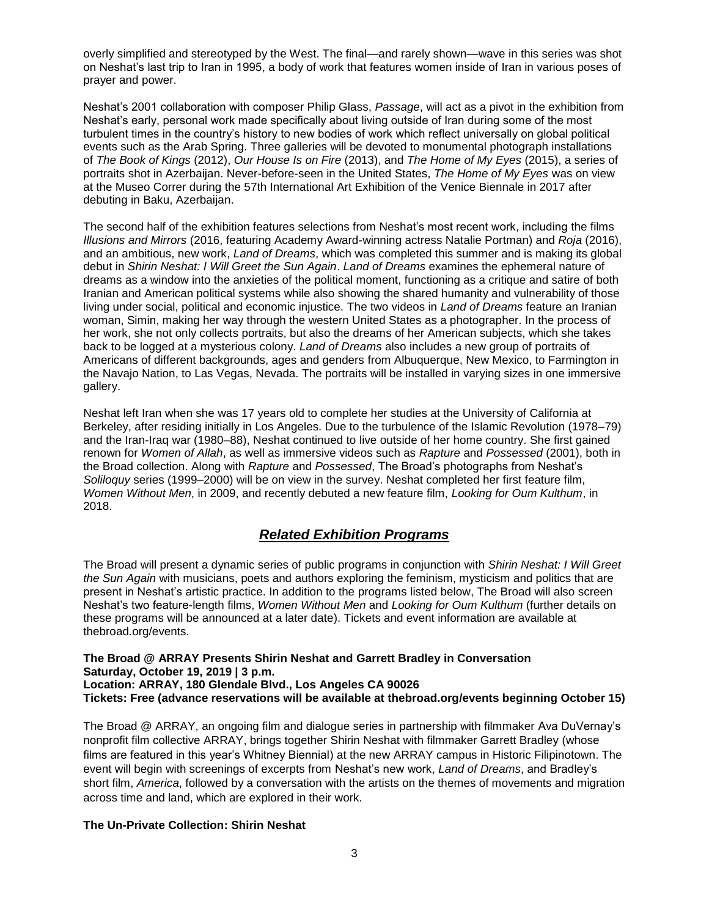overly simplified and stereotyped by the West. The final—and rarely shown—wave in this series was shot on Neshat's last trip to Iran in 1995, a body of work that features women inside of Iran in various poses of prayer and power.

Neshat's 2001 collaboration with composer Philip Glass, *Passage*, will act as a pivot in the exhibition from Neshat's early, personal work made specifically about living outside of Iran during some of the most turbulent times in the country's history to new bodies of work which reflect universally on global political events such as the Arab Spring. Three galleries will be devoted to monumental photograph installations of *The Book of Kings* (2012), *Our House Is on Fire* (2013), and *The Home of My Eyes* (2015), a series of portraits shot in Azerbaijan. Never-before-seen in the United States, *The Home of My Eyes* was on view at the Museo Correr during the 57th International Art Exhibition of the Venice Biennale in 2017 after debuting in Baku, Azerbaijan.

The second half of the exhibition features selections from Neshat's most recent work, including the films *Illusions and Mirrors* (2016, featuring Academy Award-winning actress Natalie Portman) and *Roja* (2016), and an ambitious, new work, *Land of Dreams*, which was completed this summer and is making its global debut in *Shirin Neshat: I Will Greet the Sun Again*. *Land of Dreams* examines the ephemeral nature of dreams as a window into the anxieties of the political moment, functioning as a critique and satire of both Iranian and American political systems while also showing the shared humanity and vulnerability of those living under social, political and economic injustice. The two videos in *Land of Dreams* feature an Iranian woman, Simin, making her way through the western United States as a photographer. In the process of her work, she not only collects portraits, but also the dreams of her American subjects, which she takes back to be logged at a mysterious colony. *Land of Dreams* also includes a new group of portraits of Americans of different backgrounds, ages and genders from Albuquerque, New Mexico, to Farmington in the Navajo Nation, to Las Vegas, Nevada. The portraits will be installed in varying sizes in one immersive gallery.

Neshat left Iran when she was 17 years old to complete her studies at the University of California at Berkeley, after residing initially in Los Angeles. Due to the turbulence of the Islamic Revolution (1978–79) and the Iran-Iraq war (1980–88), Neshat continued to live outside of her home country. She first gained renown for *Women of Allah*, as well as immersive videos such as *Rapture* and *Possessed* (2001), both in the Broad collection. Along with *Rapture* and *Possessed*, The Broad's photographs from Neshat's *Soliloquy* series (1999–2000) will be on view in the survey. Neshat completed her first feature film, *Women Without Men*, in 2009, and recently debuted a new feature film, *Looking for Oum Kulthum*, in 2018.

## ***Related Exhibition Programs***

The Broad will present a dynamic series of public programs in conjunction with *Shirin Neshat: I Will Greet the Sun Again* with musicians, poets and authors exploring the feminism, mysticism and politics that are present in Neshat's artistic practice. In addition to the programs listed below, The Broad will also screen Neshat's two feature-length films, *Women Without Men* and *Looking for Oum Kulthum* (further details on these programs will be announced at a later date). Tickets and event information are available at thebroad.org/events.

**The Broad @ ARRAY Presents Shirin Neshat and Garrett Bradley in Conversation**
**Saturday, October 19, 2019 | 3 p.m.**
**Location: ARRAY, 180 Glendale Blvd., Los Angeles CA 90026**
**Tickets: Free (advance reservations will be available at thebroad.org/events beginning October 15)**

The Broad @ ARRAY, an ongoing film and dialogue series in partnership with filmmaker Ava DuVernay's nonprofit film collective ARRAY, brings together Shirin Neshat with filmmaker Garrett Bradley (whose films are featured in this year's Whitney Biennial) at the new ARRAY campus in Historic Filipinotown. The event will begin with screenings of excerpts from Neshat's new work, *Land of Dreams*, and Bradley's short film, *America*, followed by a conversation with the artists on the themes of movements and migration across time and land, which are explored in their work.

**The Un-Private Collection: Shirin Neshat**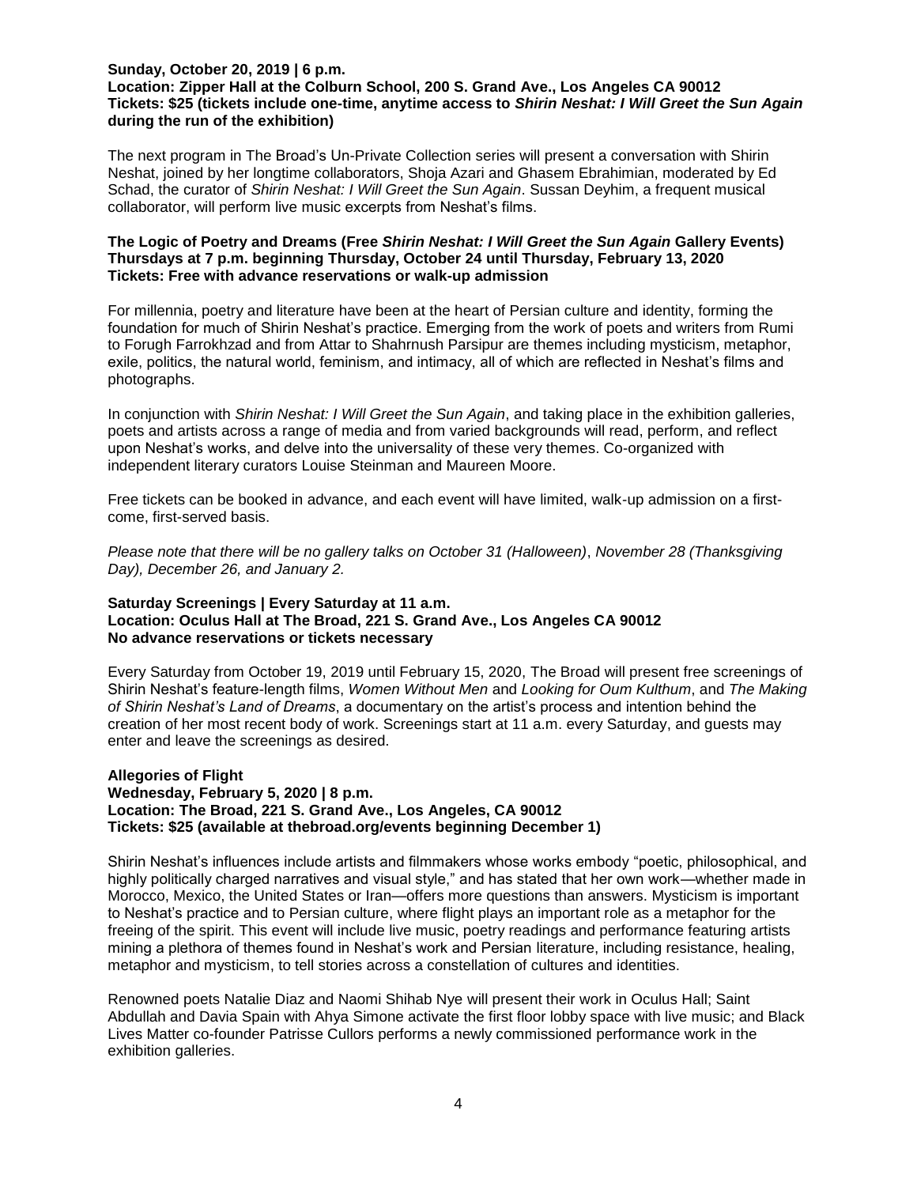**Sunday, October 20, 2019 | 6 p.m.**
**Location: Zipper Hall at the Colburn School, 200 S. Grand Ave., Los Angeles CA 90012**
**Tickets: $25 (tickets include one-time, anytime access to *Shirin Neshat: I Will Greet the Sun Again* during the run of the exhibition)**

The next program in The Broad's Un-Private Collection series will present a conversation with Shirin Neshat, joined by her longtime collaborators, Shoja Azari and Ghasem Ebrahimian, moderated by Ed Schad, the curator of *Shirin Neshat: I Will Greet the Sun Again*. Sussan Deyhim, a frequent musical collaborator, will perform live music excerpts from Neshat's films.

**The Logic of Poetry and Dreams (Free *Shirin Neshat: I Will Greet the Sun Again* Gallery Events)**
**Thursdays at 7 p.m. beginning Thursday, October 24 until Thursday, February 13, 2020**
**Tickets: Free with advance reservations or walk-up admission**

For millennia, poetry and literature have been at the heart of Persian culture and identity, forming the foundation for much of Shirin Neshat's practice. Emerging from the work of poets and writers from Rumi to Forugh Farrokhzad and from Attar to Shahrnush Parsipur are themes including mysticism, metaphor, exile, politics, the natural world, feminism, and intimacy, all of which are reflected in Neshat's films and photographs.

In conjunction with *Shirin Neshat: I Will Greet the Sun Again*, and taking place in the exhibition galleries, poets and artists across a range of media and from varied backgrounds will read, perform, and reflect upon Neshat's works, and delve into the universality of these very themes. Co-organized with independent literary curators Louise Steinman and Maureen Moore.

Free tickets can be booked in advance, and each event will have limited, walk-up admission on a first-come, first-served basis.

*Please note that there will be no gallery talks on October 31 (Halloween), November 28 (Thanksgiving Day), December 26, and January 2.*

**Saturday Screenings | Every Saturday at 11 a.m.**
**Location: Oculus Hall at The Broad, 221 S. Grand Ave., Los Angeles CA 90012**
**No advance reservations or tickets necessary**

Every Saturday from October 19, 2019 until February 15, 2020, The Broad will present free screenings of Shirin Neshat's feature-length films, *Women Without Men* and *Looking for Oum Kulthum*, and *The Making of Shirin Neshat's Land of Dreams*, a documentary on the artist's process and intention behind the creation of her most recent body of work. Screenings start at 11 a.m. every Saturday, and guests may enter and leave the screenings as desired.

**Allegories of Flight**
**Wednesday, February 5, 2020 | 8 p.m.**
**Location: The Broad, 221 S. Grand Ave., Los Angeles, CA 90012**
**Tickets: $25 (available at thebroad.org/events beginning December 1)**

Shirin Neshat's influences include artists and filmmakers whose works embody "poetic, philosophical, and highly politically charged narratives and visual style," and has stated that her own work—whether made in Morocco, Mexico, the United States or Iran—offers more questions than answers. Mysticism is important to Neshat's practice and to Persian culture, where flight plays an important role as a metaphor for the freeing of the spirit. This event will include live music, poetry readings and performance featuring artists mining a plethora of themes found in Neshat's work and Persian literature, including resistance, healing, metaphor and mysticism, to tell stories across a constellation of cultures and identities.

Renowned poets Natalie Diaz and Naomi Shihab Nye will present their work in Oculus Hall; Saint Abdullah and Davia Spain with Ahya Simone activate the first floor lobby space with live music; and Black Lives Matter co-founder Patrisse Cullors performs a newly commissioned performance work in the exhibition galleries.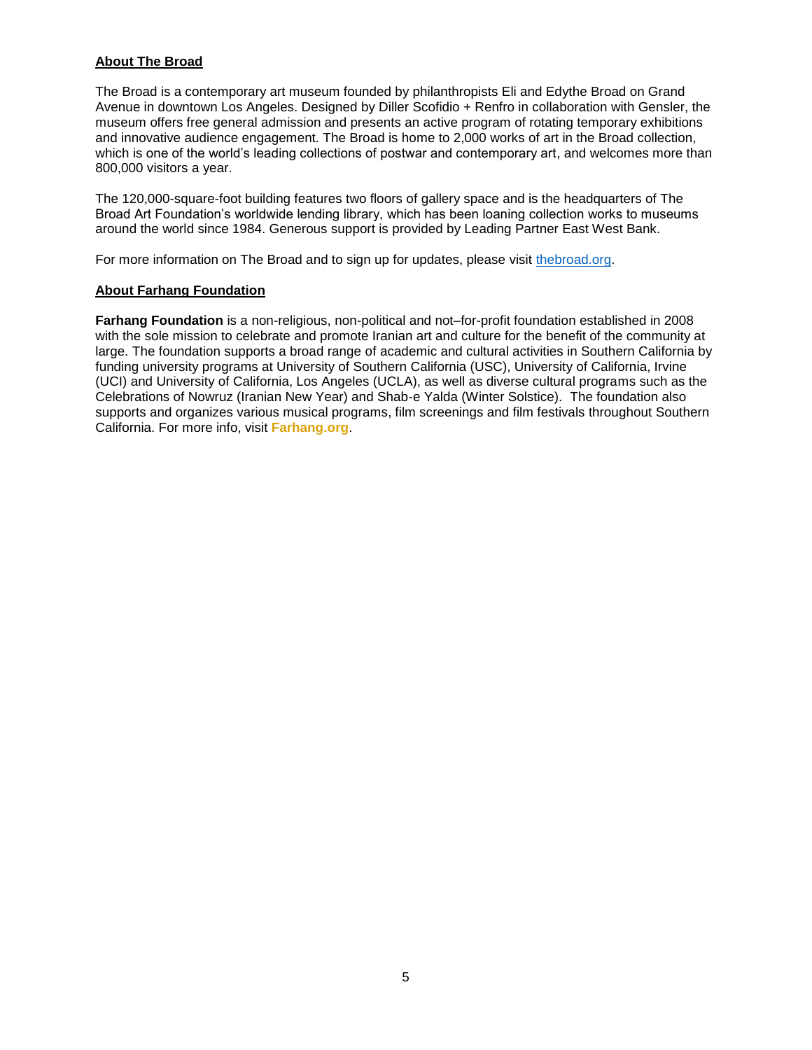**About The Broad**

The Broad is a contemporary art museum founded by philanthropists Eli and Edythe Broad on Grand Avenue in downtown Los Angeles. Designed by Diller Scofidio + Renfro in collaboration with Gensler, the museum offers free general admission and presents an active program of rotating temporary exhibitions and innovative audience engagement. The Broad is home to 2,000 works of art in the Broad collection, which is one of the world's leading collections of postwar and contemporary art, and welcomes more than 800,000 visitors a year.

The 120,000-square-foot building features two floors of gallery space and is the headquarters of The Broad Art Foundation's worldwide lending library, which has been loaning collection works to museums around the world since 1984. Generous support is provided by Leading Partner East West Bank.

For more information on The Broad and to sign up for updates, please visit thebroad.org.

**About Farhang Foundation**

**Farhang Foundation** is a non-religious, non-political and not–for-profit foundation established in 2008 with the sole mission to celebrate and promote Iranian art and culture for the benefit of the community at large. The foundation supports a broad range of academic and cultural activities in Southern California by funding university programs at University of Southern California (USC), University of California, Irvine (UCI) and University of California, Los Angeles (UCLA), as well as diverse cultural programs such as the Celebrations of Nowruz (Iranian New Year) and Shab-e Yalda (Winter Solstice). The foundation also supports and organizes various musical programs, film screenings and film festivals throughout Southern California. For more info, visit **Farhang.org**.